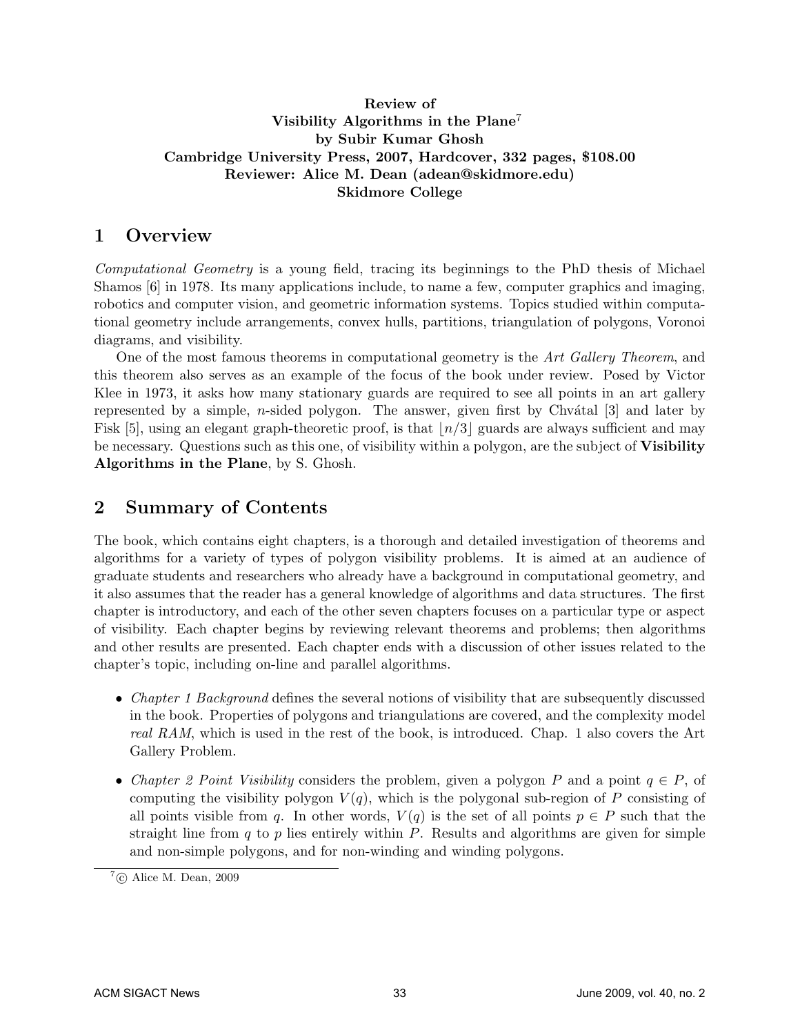**Review of**
**Visibility Algorithms in the Plane**[7]
**by Subir Kumar Ghosh**
**Cambridge University Press, 2007, Hardcover, 332 pages, $108.00**
**Reviewer: Alice M. Dean (adean@skidmore.edu)**
**Skidmore College**

## 1 Overview

*Computational Geometry* is a young field, tracing its beginnings to the PhD thesis of Michael Shamos [6] in 1978. Its many applications include, to name a few, computer graphics and imaging, robotics and computer vision, and geometric information systems. Topics studied within computational geometry include arrangements, convex hulls, partitions, triangulation of polygons, Voronoi diagrams, and visibility.

One of the most famous theorems in computational geometry is the *Art Gallery Theorem*, and this theorem also serves as an example of the focus of the book under review. Posed by Victor Klee in 1973, it asks how many stationary guards are required to see all points in an art gallery represented by a simple, $n$-sided polygon. The answer, given first by Chvátal [3] and later by Fisk [5], using an elegant graph-theoretic proof, is that $\lfloor n/3 \rfloor$ guards are always sufficient and may be necessary. Questions such as this one, of visibility within a polygon, are the subject of **Visibility Algorithms in the Plane**, by S. Ghosh.

## 2 Summary of Contents

The book, which contains eight chapters, is a thorough and detailed investigation of theorems and algorithms for a variety of types of polygon visibility problems. It is aimed at an audience of graduate students and researchers who already have a background in computational geometry, and it also assumes that the reader has a general knowledge of algorithms and data structures. The first chapter is introductory, and each of the other seven chapters focuses on a particular type or aspect of visibility. Each chapter begins by reviewing relevant theorems and problems; then algorithms and other results are presented. Each chapter ends with a discussion of other issues related to the chapter's topic, including on-line and parallel algorithms.

- *Chapter 1 Background* defines the several notions of visibility that are subsequently discussed in the book. Properties of polygons and triangulations are covered, and the complexity model *real RAM*, which is used in the rest of the book, is introduced. Chap. 1 also covers the Art Gallery Problem.
- *Chapter 2 Point Visibility* considers the problem, given a polygon $P$ and a point $q \in P$, of computing the visibility polygon $V(q)$, which is the polygonal sub-region of $P$ consisting of all points visible from $q$. In other words, $V(q)$ is the set of all points $p \in P$ such that the straight line from $q$ to $p$ lies entirely within $P$. Results and algorithms are given for simple and non-simple polygons, and for non-winding and winding polygons.

[7] © Alice M. Dean, 2009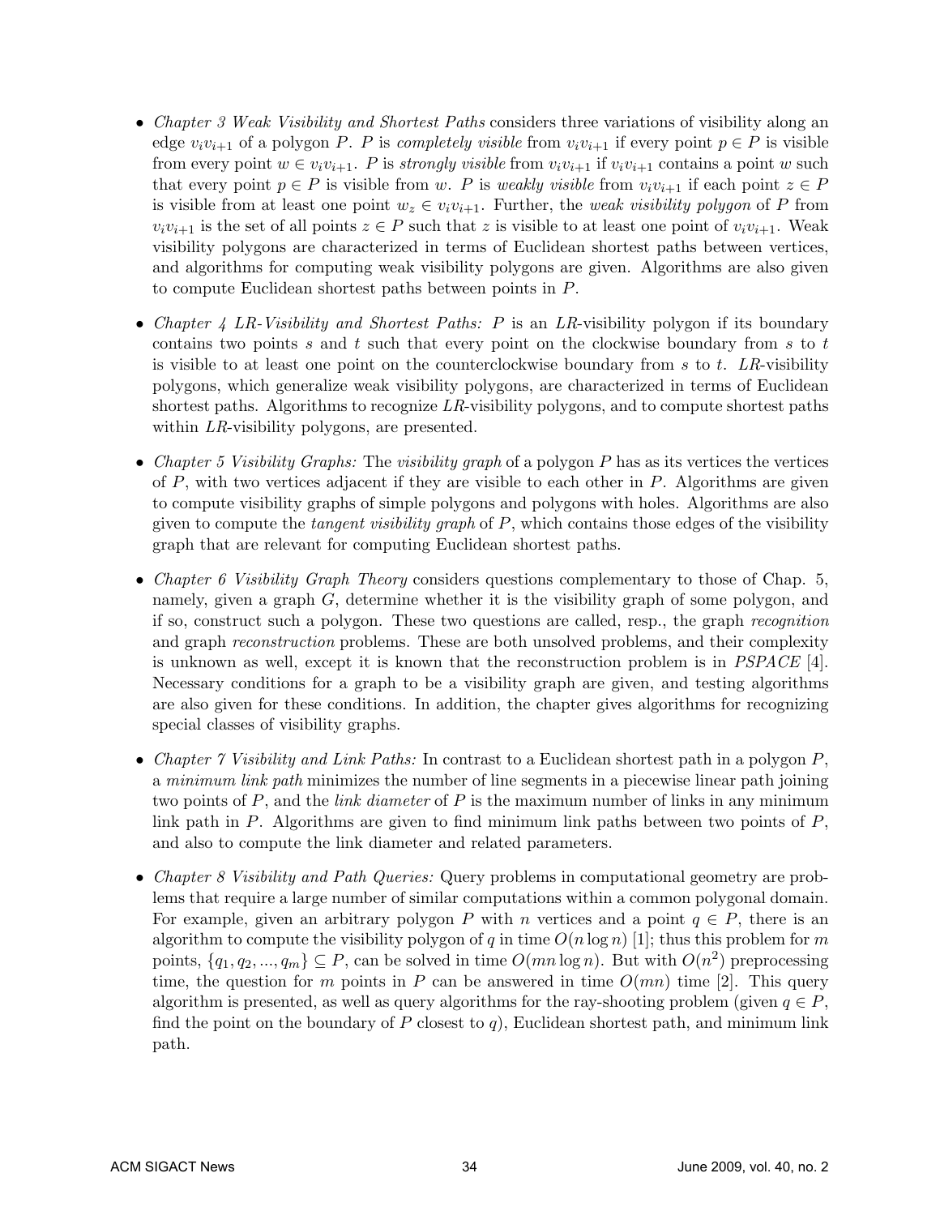- *Chapter 3 Weak Visibility and Shortest Paths* considers three variations of visibility along an edge $v_iv_{i+1}$ of a polygon $P$. $P$ is *completely visible* from $v_iv_{i+1}$ if every point $p \in P$ is visible from every point $w \in v_iv_{i+1}$. $P$ is *strongly visible* from $v_iv_{i+1}$ if $v_iv_{i+1}$ contains a point $w$ such that every point $p \in P$ is visible from $w$. $P$ is *weakly visible* from $v_iv_{i+1}$ if each point $z \in P$ is visible from at least one point $w_z \in v_iv_{i+1}$. Further, the *weak visibility polygon* of $P$ from $v_iv_{i+1}$ is the set of all points $z \in P$ such that $z$ is visible to at least one point of $v_iv_{i+1}$. Weak visibility polygons are characterized in terms of Euclidean shortest paths between vertices, and algorithms for computing weak visibility polygons are given. Algorithms are also given to compute Euclidean shortest paths between points in $P$.

- *Chapter 4 LR-Visibility and Shortest Paths:* $P$ is an *LR*-visibility polygon if its boundary contains two points $s$ and $t$ such that every point on the clockwise boundary from $s$ to $t$ is visible to at least one point on the counterclockwise boundary from $s$ to $t$. *LR*-visibility polygons, which generalize weak visibility polygons, are characterized in terms of Euclidean shortest paths. Algorithms to recognize *LR*-visibility polygons, and to compute shortest paths within *LR*-visibility polygons, are presented.

- *Chapter 5 Visibility Graphs:* The *visibility graph* of a polygon $P$ has as its vertices the vertices of $P$, with two vertices adjacent if they are visible to each other in $P$. Algorithms are given to compute visibility graphs of simple polygons and polygons with holes. Algorithms are also given to compute the *tangent visibility graph* of $P$, which contains those edges of the visibility graph that are relevant for computing Euclidean shortest paths.

- *Chapter 6 Visibility Graph Theory* considers questions complementary to those of Chap. 5, namely, given a graph $G$, determine whether it is the visibility graph of some polygon, and if so, construct such a polygon. These two questions are called, resp., the graph *recognition* and graph *reconstruction* problems. These are both unsolved problems, and their complexity is unknown as well, except it is known that the reconstruction problem is in *PSPACE* [4]. Necessary conditions for a graph to be a visibility graph are given, and testing algorithms are also given for these conditions. In addition, the chapter gives algorithms for recognizing special classes of visibility graphs.

- *Chapter 7 Visibility and Link Paths:* In contrast to a Euclidean shortest path in a polygon $P$, a *minimum link path* minimizes the number of line segments in a piecewise linear path joining two points of $P$, and the *link diameter* of $P$ is the maximum number of links in any minimum link path in $P$. Algorithms are given to find minimum link paths between two points of $P$, and also to compute the link diameter and related parameters.

- *Chapter 8 Visibility and Path Queries:* Query problems in computational geometry are problems that require a large number of similar computations within a common polygonal domain. For example, given an arbitrary polygon $P$ with $n$ vertices and a point $q \in P$, there is an algorithm to compute the visibility polygon of $q$ in time $O(n \log n)$ [1]; thus this problem for $m$ points, $\{q_1, q_2, ..., q_m\} \subseteq P$, can be solved in time $O(mn \log n)$. But with $O(n^2)$ preprocessing time, the question for $m$ points in $P$ can be answered in time $O(mn)$ time [2]. This query algorithm is presented, as well as query algorithms for the ray-shooting problem (given $q \in P$, find the point on the boundary of $P$ closest to $q$), Euclidean shortest path, and minimum link path.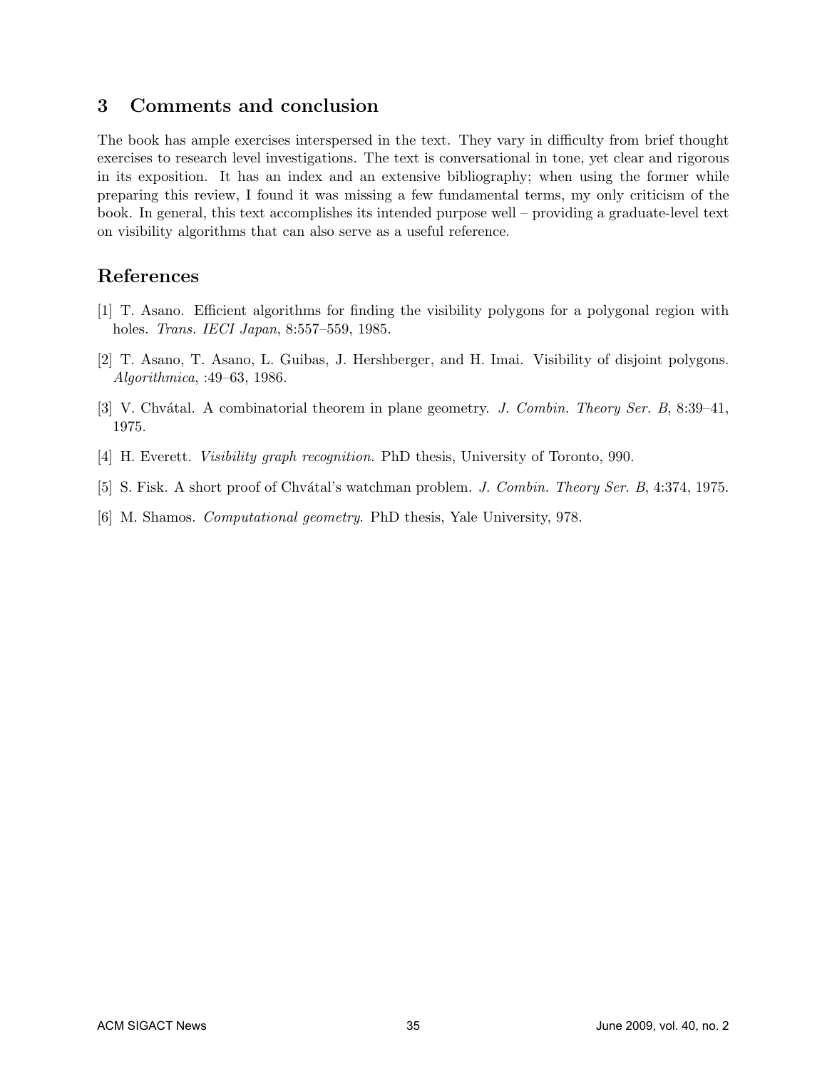## 3 Comments and conclusion

The book has ample exercises interspersed in the text. They vary in difficulty from brief thought exercises to research level investigations. The text is conversational in tone, yet clear and rigorous in its exposition. It has an index and an extensive bibliography; when using the former while preparing this review, I found it was missing a few fundamental terms, my only criticism of the book. In general, this text accomplishes its intended purpose well – providing a graduate-level text on visibility algorithms that can also serve as a useful reference.

## References

[1] T. Asano. Efficient algorithms for finding the visibility polygons for a polygonal region with holes. *Trans. IECI Japan*, 8:557–559, 1985.

[2] T. Asano, T. Asano, L. Guibas, J. Hershberger, and H. Imai. Visibility of disjoint polygons. *Algorithmica*, :49–63, 1986.

[3] V. Chvátal. A combinatorial theorem in plane geometry. *J. Combin. Theory Ser. B*, 8:39–41, 1975.

[4] H. Everett. *Visibility graph recognition*. PhD thesis, University of Toronto, 990.

[5] S. Fisk. A short proof of Chvátal's watchman problem. *J. Combin. Theory Ser. B*, 4:374, 1975.

[6] M. Shamos. *Computational geometry*. PhD thesis, Yale University, 978.